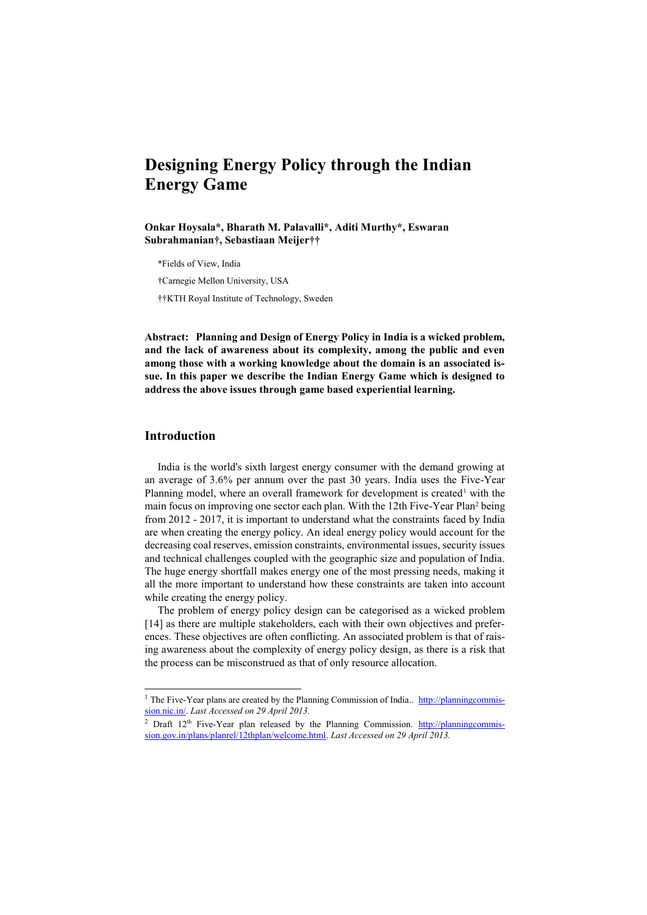# Designing Energy Policy through the Indian Energy Game

**Onkar Hoysala\*, Bharath M. Palavalli\*, Aditi Murthy\*, Eswaran Subrahmanian†, Sebastiaan Meijer††**

\*Fields of View, India

†Carnegie Mellon University, USA

††KTH Royal Institute of Technology, Sweden

**Abstract: Planning and Design of Energy Policy in India is a wicked problem, and the lack of awareness about its complexity, among the public and even among those with a working knowledge about the domain is an associated issue. In this paper we describe the Indian Energy Game which is designed to address the above issues through game based experiential learning.**

## Introduction

India is the world's sixth largest energy consumer with the demand growing at an average of 3.6% per annum over the past 30 years. India uses the Five-Year Planning model, where an overall framework for development is created[1] with the main focus on improving one sector each plan. With the 12th Five-Year Plan[2] being from 2012 - 2017, it is important to understand what the constraints faced by India are when creating the energy policy. An ideal energy policy would account for the decreasing coal reserves, emission constraints, environmental issues, security issues and technical challenges coupled with the geographic size and population of India. The huge energy shortfall makes energy one of the most pressing needs, making it all the more important to understand how these constraints are taken into account while creating the energy policy.

The problem of energy policy design can be categorised as a wicked problem [14] as there are multiple stakeholders, each with their own objectives and preferences. These objectives are often conflicting. An associated problem is that of raising awareness about the complexity of energy policy design, as there is a risk that the process can be misconstrued as that of only resource allocation.

---

[1] The Five-Year plans are created by the Planning Commission of India.. http://planningcommission.nic.in/. *Last Accessed on 29 April 2013.*

[2] Draft 12th Five-Year plan released by the Planning Commission. http://planningcommission.gov.in/plans/planrel/12thplan/welcome.html. *Last Accessed on 29 April 2013.*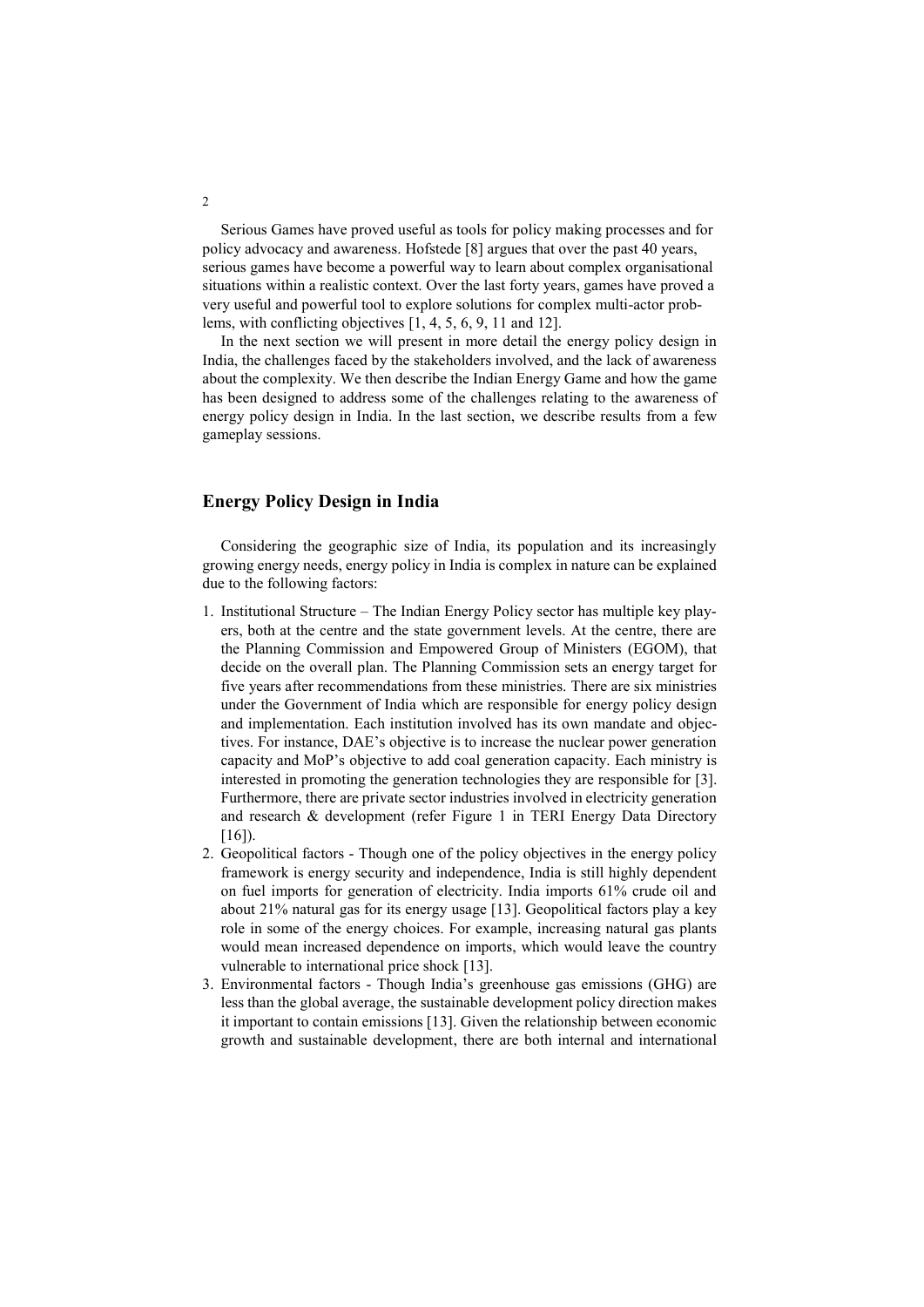Serious Games have proved useful as tools for policy making processes and for policy advocacy and awareness. Hofstede [8] argues that over the past 40 years, serious games have become a powerful way to learn about complex organisational situations within a realistic context. Over the last forty years, games have proved a very useful and powerful tool to explore solutions for complex multi-actor problems, with conflicting objectives [1, 4, 5, 6, 9, 11 and 12].

In the next section we will present in more detail the energy policy design in India, the challenges faced by the stakeholders involved, and the lack of awareness about the complexity. We then describe the Indian Energy Game and how the game has been designed to address some of the challenges relating to the awareness of energy policy design in India. In the last section, we describe results from a few gameplay sessions.

## Energy Policy Design in India

Considering the geographic size of India, its population and its increasingly growing energy needs, energy policy in India is complex in nature can be explained due to the following factors:

1. Institutional Structure – The Indian Energy Policy sector has multiple key players, both at the centre and the state government levels. At the centre, there are the Planning Commission and Empowered Group of Ministers (EGOM), that decide on the overall plan. The Planning Commission sets an energy target for five years after recommendations from these ministries. There are six ministries under the Government of India which are responsible for energy policy design and implementation. Each institution involved has its own mandate and objectives. For instance, DAE's objective is to increase the nuclear power generation capacity and MoP's objective to add coal generation capacity. Each ministry is interested in promoting the generation technologies they are responsible for [3]. Furthermore, there are private sector industries involved in electricity generation and research & development (refer Figure 1 in TERI Energy Data Directory [16]).
2. Geopolitical factors - Though one of the policy objectives in the energy policy framework is energy security and independence, India is still highly dependent on fuel imports for generation of electricity. India imports 61% crude oil and about 21% natural gas for its energy usage [13]. Geopolitical factors play a key role in some of the energy choices. For example, increasing natural gas plants would mean increased dependence on imports, which would leave the country vulnerable to international price shock [13].
3. Environmental factors - Though India's greenhouse gas emissions (GHG) are less than the global average, the sustainable development policy direction makes it important to contain emissions [13]. Given the relationship between economic growth and sustainable development, there are both internal and international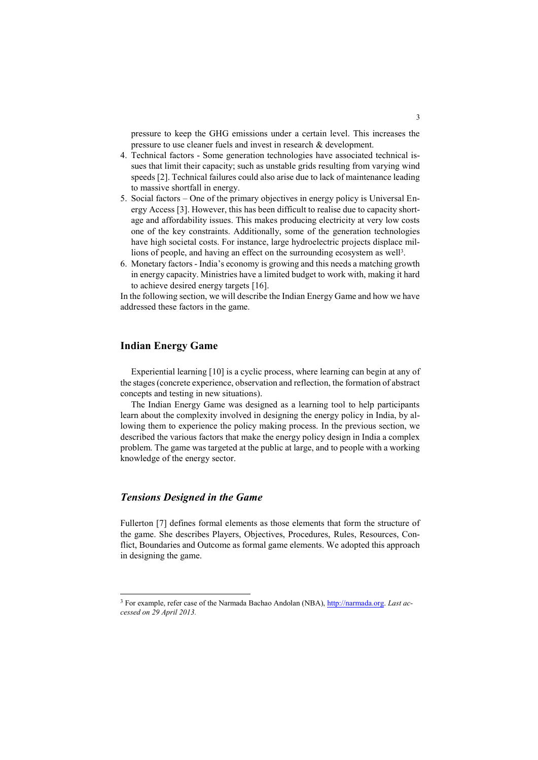pressure to keep the GHG emissions under a certain level. This increases the pressure to use cleaner fuels and invest in research & development.

4. Technical factors - Some generation technologies have associated technical issues that limit their capacity; such as unstable grids resulting from varying wind speeds [2]. Technical failures could also arise due to lack of maintenance leading to massive shortfall in energy.
5. Social factors – One of the primary objectives in energy policy is Universal Energy Access [3]. However, this has been difficult to realise due to capacity shortage and affordability issues. This makes producing electricity at very low costs one of the key constraints. Additionally, some of the generation technologies have high societal costs. For instance, large hydroelectric projects displace millions of people, and having an effect on the surrounding ecosystem as well[3].
6. Monetary factors - India's economy is growing and this needs a matching growth in energy capacity. Ministries have a limited budget to work with, making it hard to achieve desired energy targets [16].

In the following section, we will describe the Indian Energy Game and how we have addressed these factors in the game.

## Indian Energy Game

Experiential learning [10] is a cyclic process, where learning can begin at any of the stages (concrete experience, observation and reflection, the formation of abstract concepts and testing in new situations).

The Indian Energy Game was designed as a learning tool to help participants learn about the complexity involved in designing the energy policy in India, by allowing them to experience the policy making process. In the previous section, we described the various factors that make the energy policy design in India a complex problem. The game was targeted at the public at large, and to people with a working knowledge of the energy sector.

### *Tensions Designed in the Game*

Fullerton [7] defines formal elements as those elements that form the structure of the game. She describes Players, Objectives, Procedures, Rules, Resources, Conflict, Boundaries and Outcome as formal game elements. We adopted this approach in designing the game.

[3] For example, refer case of the Narmada Bachao Andolan (NBA), http://narmada.org. *Last accessed on 29 April 2013.*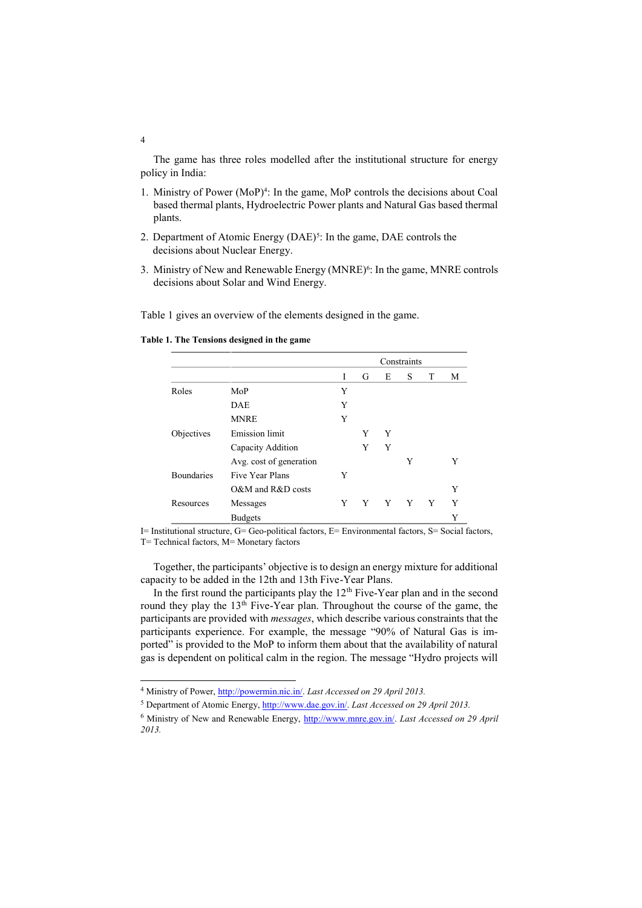The game has three roles modelled after the institutional structure for energy policy in India:

1. Ministry of Power (MoP)[4]: In the game, MoP controls the decisions about Coal based thermal plants, Hydroelectric Power plants and Natural Gas based thermal plants.
2. Department of Atomic Energy (DAE)[5]: In the game, DAE controls the decisions about Nuclear Energy.
3. Ministry of New and Renewable Energy (MNRE)[6]: In the game, MNRE controls decisions about Solar and Wind Energy.

Table 1 gives an overview of the elements designed in the game.

**Table 1. The Tensions designed in the game**

| | | Constraints | | | | | |
|---|---|---|---|---|---|---|---|
| | | I | G | E | S | T | M |
| Roles | MoP | Y | | | | | |
| | DAE | Y | | | | | |
| | MNRE | Y | | | | | |
| Objectives | Emission limit | | Y | Y | | | |
| | Capacity Addition | | Y | Y | | | |
| | Avg. cost of generation | | | | Y | | Y |
| Boundaries | Five Year Plans | Y | | | | | |
| | O&M and R&D costs | | | | | | Y |
| Resources | Messages | Y | Y | Y | Y | Y | Y |
| | Budgets | | | | | | Y |

I= Institutional structure, G= Geo-political factors, E= Environmental factors, S= Social factors, T= Technical factors, M= Monetary factors

Together, the participants' objective is to design an energy mixture for additional capacity to be added in the 12th and 13th Five-Year Plans.

In the first round the participants play the 12[th] Five-Year plan and in the second round they play the 13[th] Five-Year plan. Throughout the course of the game, the participants are provided with *messages*, which describe various constraints that the participants experience. For example, the message "90% of Natural Gas is imported" is provided to the MoP to inform them about that the availability of natural gas is dependent on political calm in the region. The message "Hydro projects will

---

[4] Ministry of Power, http://powermin.nic.in/. *Last Accessed on 29 April 2013.*

[5] Department of Atomic Energy, http://www.dae.gov.in/. *Last Accessed on 29 April 2013.*

[6] Ministry of New and Renewable Energy, http://www.mnre.gov.in/. *Last Accessed on 29 April 2013.*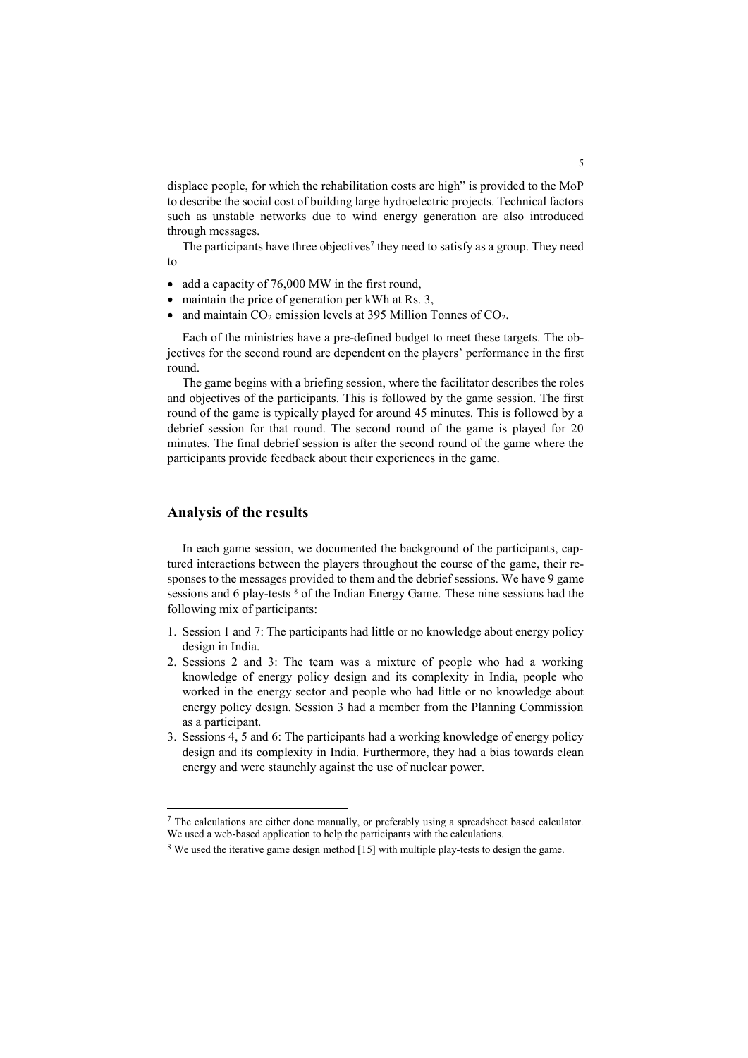displace people, for which the rehabilitation costs are high" is provided to the MoP to describe the social cost of building large hydroelectric projects. Technical factors such as unstable networks due to wind energy generation are also introduced through messages.

The participants have three objectives[7] they need to satisfy as a group. They need to

- add a capacity of 76,000 MW in the first round,
- maintain the price of generation per kWh at Rs. 3,
- and maintain $CO_2$ emission levels at 395 Million Tonnes of $CO_2$.

Each of the ministries have a pre-defined budget to meet these targets. The objectives for the second round are dependent on the players' performance in the first round.

The game begins with a briefing session, where the facilitator describes the roles and objectives of the participants. This is followed by the game session. The first round of the game is typically played for around 45 minutes. This is followed by a debrief session for that round. The second round of the game is played for 20 minutes. The final debrief session is after the second round of the game where the participants provide feedback about their experiences in the game.

## Analysis of the results

In each game session, we documented the background of the participants, captured interactions between the players throughout the course of the game, their responses to the messages provided to them and the debrief sessions. We have 9 game sessions and 6 play-tests [8] of the Indian Energy Game. These nine sessions had the following mix of participants:

1. Session 1 and 7: The participants had little or no knowledge about energy policy design in India.
2. Sessions 2 and 3: The team was a mixture of people who had a working knowledge of energy policy design and its complexity in India, people who worked in the energy sector and people who had little or no knowledge about energy policy design. Session 3 had a member from the Planning Commission as a participant.
3. Sessions 4, 5 and 6: The participants had a working knowledge of energy policy design and its complexity in India. Furthermore, they had a bias towards clean energy and were staunchly against the use of nuclear power.

---

[7] The calculations are either done manually, or preferably using a spreadsheet based calculator. We used a web-based application to help the participants with the calculations.

[8] We used the iterative game design method [15] with multiple play-tests to design the game.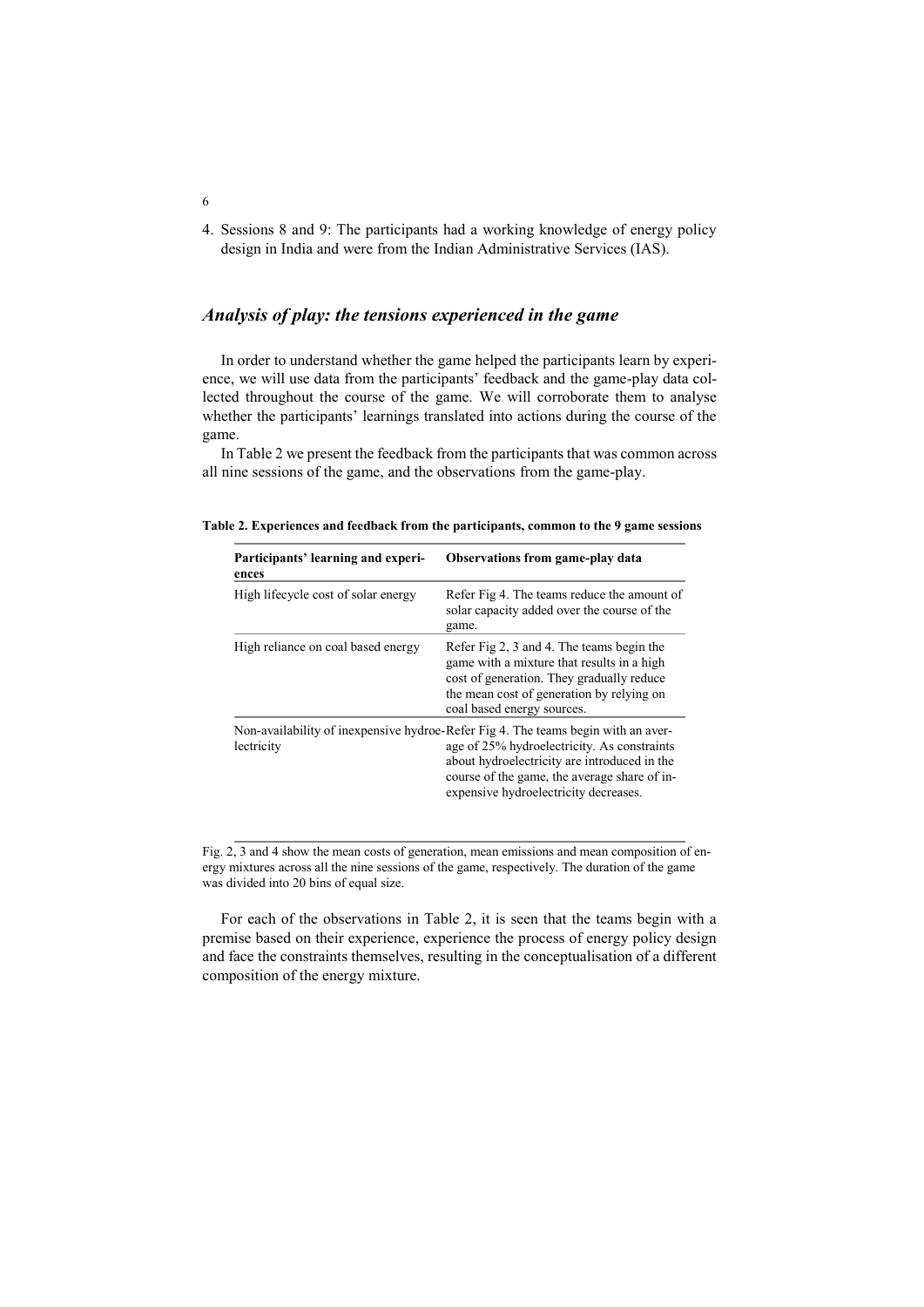4. Sessions 8 and 9: The participants had a working knowledge of energy policy design in India and were from the Indian Administrative Services (IAS).

## *Analysis of play: the tensions experienced in the game*

In order to understand whether the game helped the participants learn by experience, we will use data from the participants' feedback and the game-play data collected throughout the course of the game. We will corroborate them to analyse whether the participants' learnings translated into actions during the course of the game.

In Table 2 we present the feedback from the participants that was common across all nine sessions of the game, and the observations from the game-play.

**Table 2. Experiences and feedback from the participants, common to the 9 game sessions**

| Participants' learning and experiences | Observations from game-play data |
| --- | --- |
| High lifecycle cost of solar energy | Refer Fig 4. The teams reduce the amount of solar capacity added over the course of the game. |
| High reliance on coal based energy | Refer Fig 2, 3 and 4. The teams begin the game with a mixture that results in a high cost of generation. They gradually reduce the mean cost of generation by relying on coal based energy sources. |
| Non-availability of inexpensive hydroelectricity | Refer Fig 4. The teams begin with an average of 25% hydroelectricity. As constraints about hydroelectricity are introduced in the course of the game, the average share of inexpensive hydroelectricity decreases. |

Fig. 2, 3 and 4 show the mean costs of generation, mean emissions and mean composition of energy mixtures across all the nine sessions of the game, respectively. The duration of the game was divided into 20 bins of equal size.

For each of the observations in Table 2, it is seen that the teams begin with a premise based on their experience, experience the process of energy policy design and face the constraints themselves, resulting in the conceptualisation of a different composition of the energy mixture.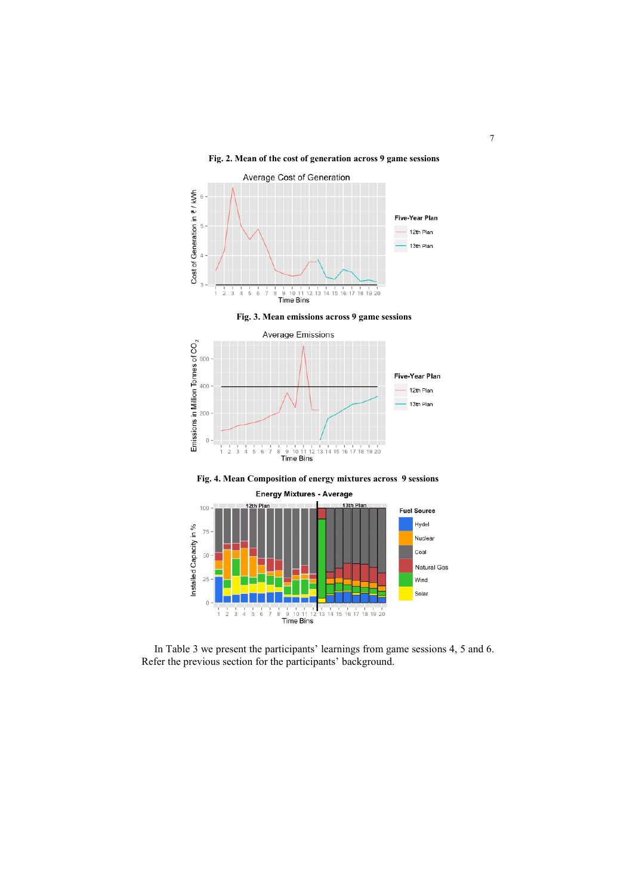**Fig. 2. Mean of the cost of generation across 9 game sessions**

**Fig. 3. Mean emissions across 9 game sessions**

**Fig. 4. Mean Composition of energy mixtures across 9 sessions**

In Table 3 we present the participants' learnings from game sessions 4, 5 and 6. Refer the previous section for the participants' background.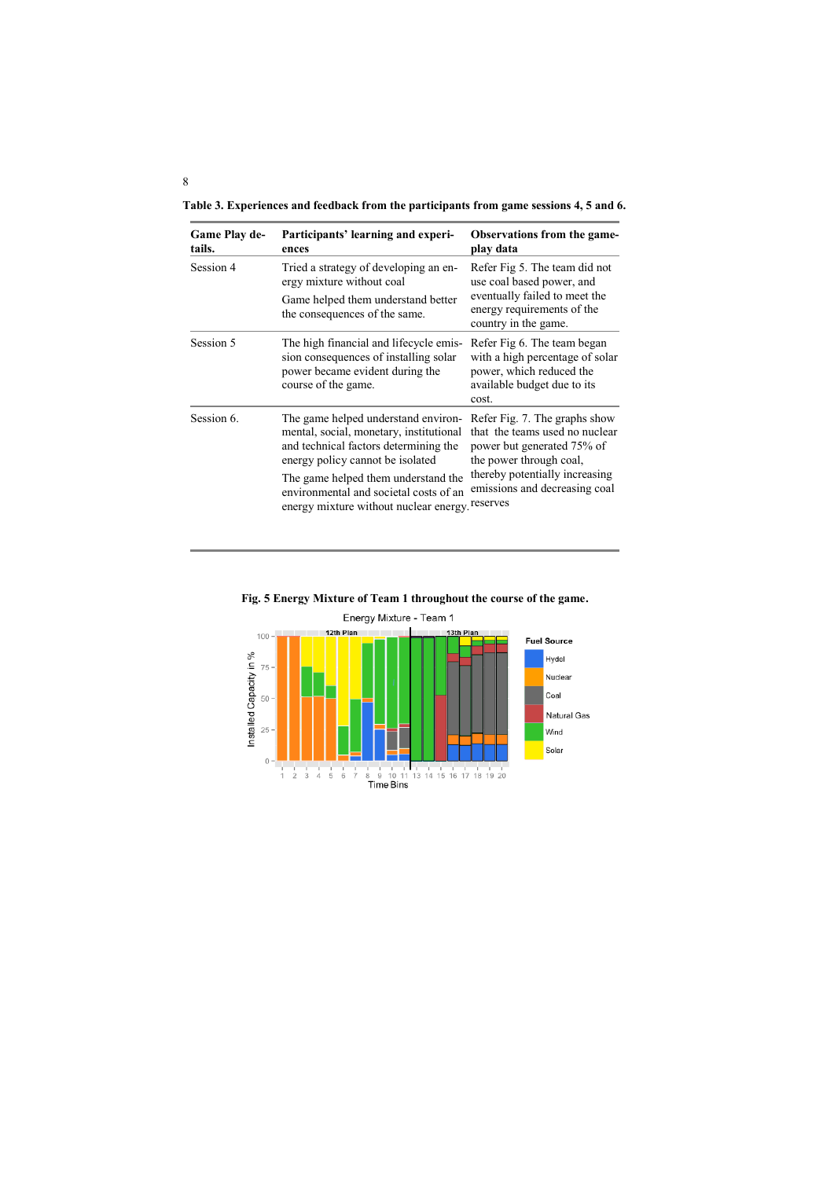**Table 3. Experiences and feedback from the participants from game sessions 4, 5 and 6.**

| Game Play details. | Participants' learning and experiences | Observations from the game-play data |
|---|---|---|
| Session 4 | Tried a strategy of developing an energy mixture without coal<br><br>Game helped them understand better the consequences of the same. | Refer Fig 5. The team did not use coal based power, and eventually failed to meet the energy requirements of the country in the game. |
| Session 5 | The high financial and lifecycle emission consequences of installing solar power became evident during the course of the game. | Refer Fig 6. The team began with a high percentage of solar power, which reduced the available budget due to its cost. |
| Session 6. | The game helped understand environmental, social, monetary, institutional and technical factors determining the energy policy cannot be isolated<br><br>The game helped them understand the environmental and societal costs of an energy mixture without nuclear energy. | Refer Fig. 7. The graphs show that the teams used no nuclear power but generated 75% of the power through coal, thereby potentially increasing emissions and decreasing coal reserves |

**Fig. 5 Energy Mixture of Team 1 throughout the course of the game.**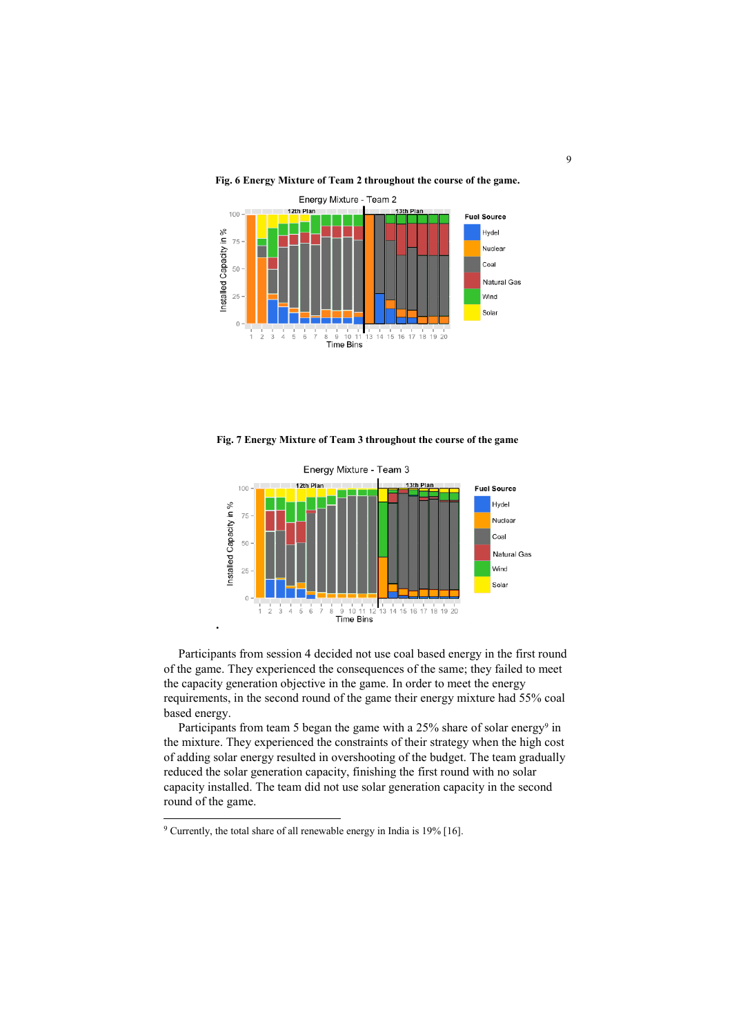**Fig. 6 Energy Mixture of Team 2 throughout the course of the game.**

**Fig. 7 Energy Mixture of Team 3 throughout the course of the game**

Participants from session 4 decided not use coal based energy in the first round of the game. They experienced the consequences of the same; they failed to meet the capacity generation objective in the game. In order to meet the energy requirements, in the second round of the game their energy mixture had 55% coal based energy.

Participants from team 5 began the game with a 25% share of solar energy[9] in the mixture. They experienced the constraints of their strategy when the high cost of adding solar energy resulted in overshooting of the budget. The team gradually reduced the solar generation capacity, finishing the first round with no solar capacity installed. The team did not use solar generation capacity in the second round of the game.

---

[9] Currently, the total share of all renewable energy in India is 19% [16].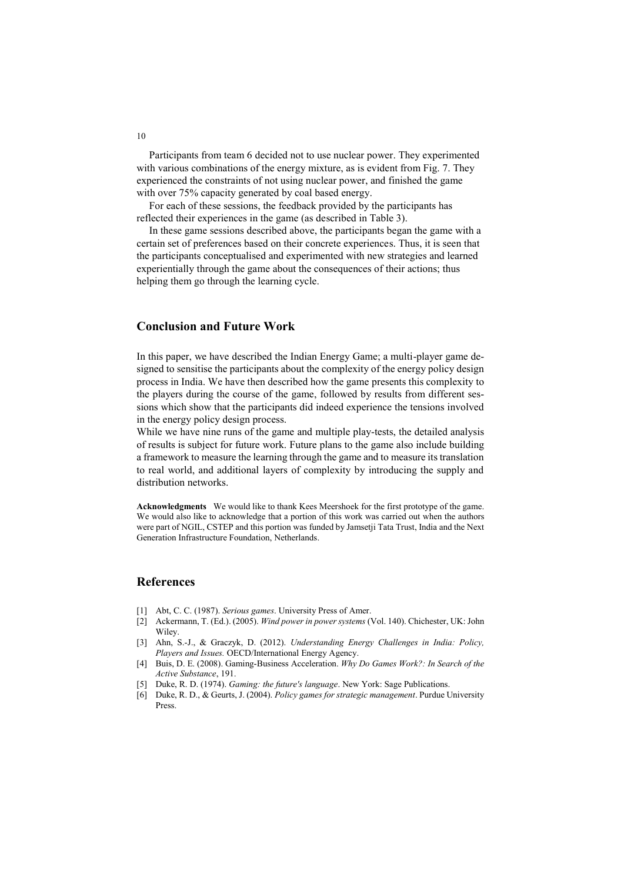Participants from team 6 decided not to use nuclear power. They experimented with various combinations of the energy mixture, as is evident from Fig. 7. They experienced the constraints of not using nuclear power, and finished the game with over 75% capacity generated by coal based energy.

For each of these sessions, the feedback provided by the participants has reflected their experiences in the game (as described in Table 3).

In these game sessions described above, the participants began the game with a certain set of preferences based on their concrete experiences. Thus, it is seen that the participants conceptualised and experimented with new strategies and learned experientially through the game about the consequences of their actions; thus helping them go through the learning cycle.

## Conclusion and Future Work

In this paper, we have described the Indian Energy Game; a multi-player game designed to sensitise the participants about the complexity of the energy policy design process in India. We have then described how the game presents this complexity to the players during the course of the game, followed by results from different sessions which show that the participants did indeed experience the tensions involved in the energy policy design process.

While we have nine runs of the game and multiple play-tests, the detailed analysis of results is subject for future work. Future plans to the game also include building a framework to measure the learning through the game and to measure its translation to real world, and additional layers of complexity by introducing the supply and distribution networks.

**Acknowledgments** We would like to thank Kees Meershoek for the first prototype of the game. We would also like to acknowledge that a portion of this work was carried out when the authors were part of NGIL, CSTEP and this portion was funded by Jamsetji Tata Trust, India and the Next Generation Infrastructure Foundation, Netherlands.

## References

[1] Abt, C. C. (1987). *Serious games*. University Press of Amer.

[2] Ackermann, T. (Ed.). (2005). *Wind power in power systems* (Vol. 140). Chichester, UK: John Wiley.

[3] Ahn, S.-J., & Graczyk, D. (2012). *Understanding Energy Challenges in India: Policy, Players and Issues.* OECD/International Energy Agency.

[4] Buis, D. E. (2008). Gaming-Business Acceleration. *Why Do Games Work?: In Search of the Active Substance*, 191.

[5] Duke, R. D. (1974). *Gaming: the future's language*. New York: Sage Publications.

[6] Duke, R. D., & Geurts, J. (2004). *Policy games for strategic management*. Purdue University Press.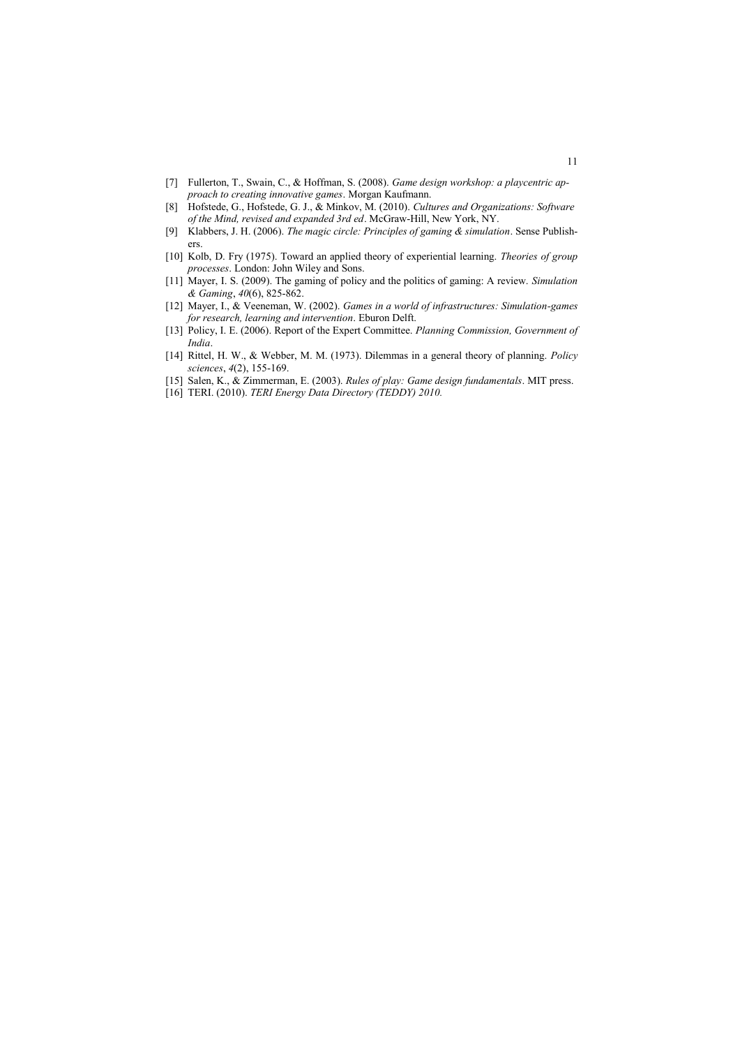[7] Fullerton, T., Swain, C., & Hoffman, S. (2008). *Game design workshop: a playcentric approach to creating innovative games*. Morgan Kaufmann.

[8] Hofstede, G., Hofstede, G. J., & Minkov, M. (2010). *Cultures and Organizations: Software of the Mind, revised and expanded 3rd ed*. McGraw-Hill, New York, NY.

[9] Klabbers, J. H. (2006). *The magic circle: Principles of gaming & simulation*. Sense Publishers.

[10] Kolb, D. Fry (1975). Toward an applied theory of experiential learning. *Theories of group processes*. London: John Wiley and Sons.

[11] Mayer, I. S. (2009). The gaming of policy and the politics of gaming: A review. *Simulation & Gaming*, *40*(6), 825-862.

[12] Mayer, I., & Veeneman, W. (2002). *Games in a world of infrastructures: Simulation-games for research, learning and intervention*. Eburon Delft.

[13] Policy, I. E. (2006). Report of the Expert Committee. *Planning Commission, Government of India*.

[14] Rittel, H. W., & Webber, M. M. (1973). Dilemmas in a general theory of planning. *Policy sciences*, *4*(2), 155-169.

[15] Salen, K., & Zimmerman, E. (2003). *Rules of play: Game design fundamentals*. MIT press.

[16] TERI. (2010). *TERI Energy Data Directory (TEDDY) 2010.*